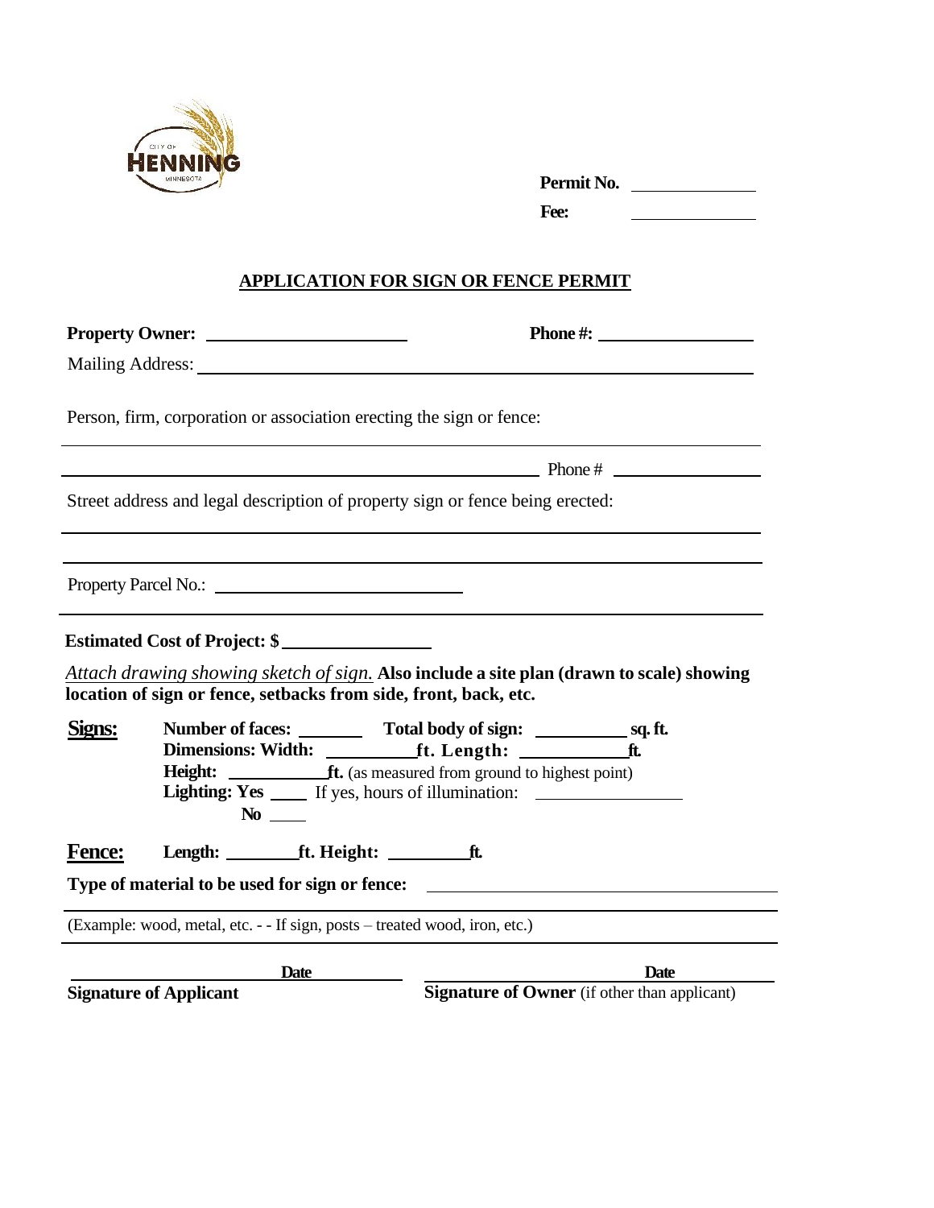CITY OF HENNING MINNESOTA

**Permit No.** ______________

**Fee:** ______________

## APPLICATION FOR SIGN OR FENCE PERMIT

**Property Owner:** ______________________ **Phone #:** ________________

Mailing Address: ____________________________________________________________

Person, firm, corporation or association erecting the sign or fence:

______________________________________________________________________________

______________________________________________________ Phone # ________________

Street address and legal description of property sign or fence being erected:

______________________________________________________________________________

______________________________________________________________________________

Property Parcel No.: __________________________

______________________________________________________________________________

**Estimated Cost of Project: $** ________________

*Attach drawing showing sketch of sign.* **Also include a site plan (drawn to scale) showing location of sign or fence, setbacks from side, front, back, etc.**

**Signs:**

**Number of faces:** _______ **Total body of sign:** __________ **sq. ft.**

**Dimensions: Width:** __________ **ft. Length:** ____________ **ft.**

**Height:** ___________ **ft.** (as measured from ground to highest point)

**Lighting: Yes** ____ If yes, hours of illumination: ________________

**No** ____

**Fence:** **Length:** ________ **ft. Height:** _________ **ft.**

**Type of material to be used for sign or fence:** ______________________________________

______________________________________________________________________________

(Example: wood, metal, etc. - - If sign, posts – treated wood, iron, etc.)

______________________________________________________________________________

______________________ **Date** __________ ______________________ **Date** __________

**Signature of Applicant** **Signature of Owner** (if other than applicant)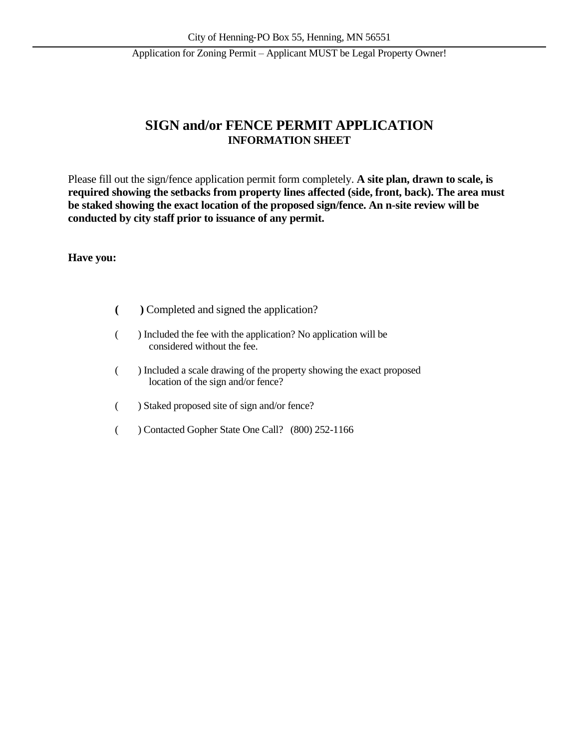# SIGN and/or FENCE PERMIT APPLICATION
## INFORMATION SHEET

Please fill out the sign/fence application permit form completely. **A site plan, drawn to scale, is required showing the setbacks from property lines affected (side, front, back). The area must be staked showing the exact location of the proposed sign/fence. An n-site review will be conducted by city staff prior to issuance of any permit.**

**Have you:**

- **(     )** Completed and signed the application?
- (     ) Included the fee with the application? No application will be considered without the fee.
- (     ) Included a scale drawing of the property showing the exact proposed location of the sign and/or fence?
- (     ) Staked proposed site of sign and/or fence?
- (     ) Contacted Gopher State One Call? (800) 252-1166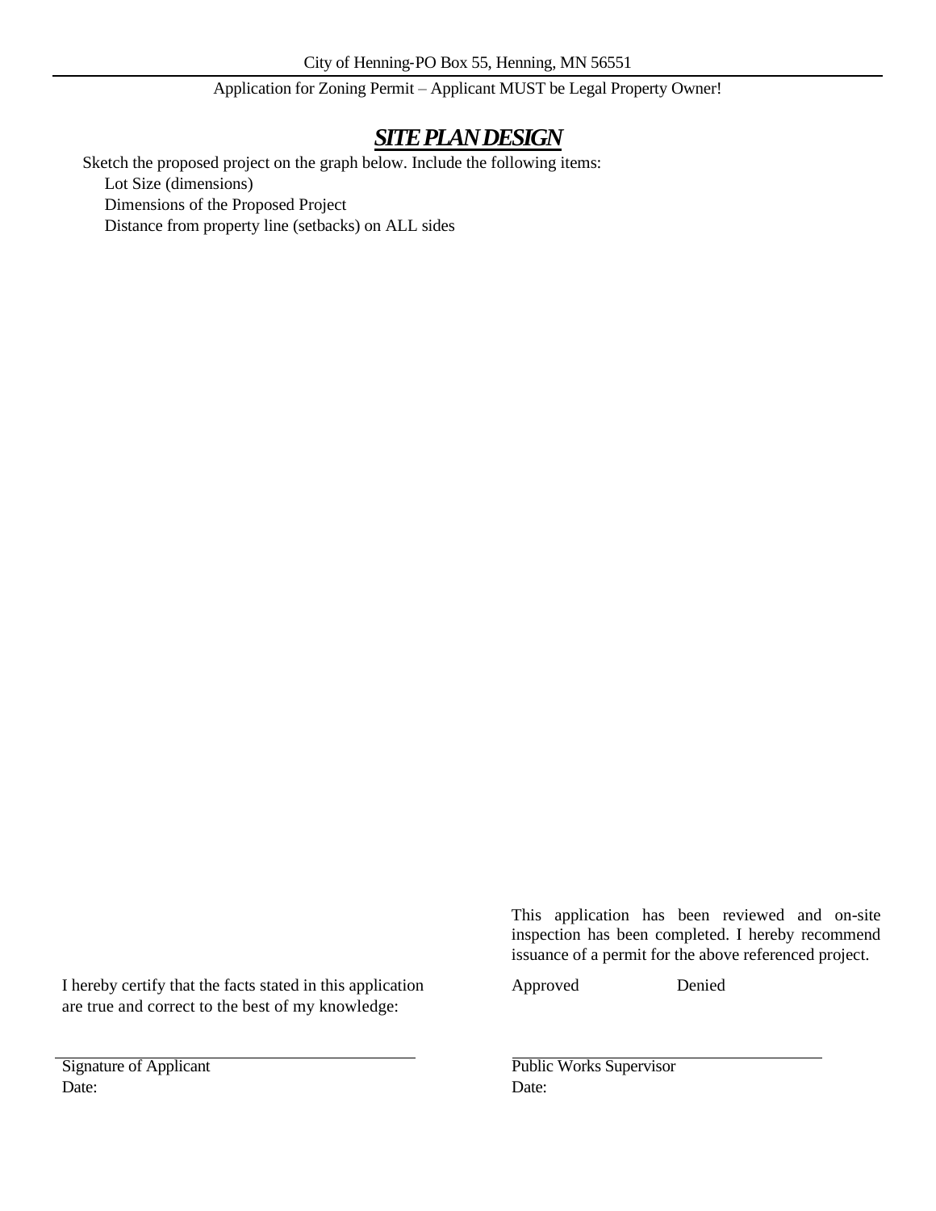City of Henning-PO Box 55, Henning, MN 56551

Application for Zoning Permit – Applicant MUST be Legal Property Owner!

# ***SITE PLAN DESIGN***

Sketch the proposed project on the graph below. Include the following items:

- Lot Size (dimensions)
- Dimensions of the Proposed Project
- Distance from property line (setbacks) on ALL sides

I hereby certify that the facts stated in this application are true and correct to the best of my knowledge:

Signature of Applicant

Date:

This application has been reviewed and on-site inspection has been completed. I hereby recommend issuance of a permit for the above referenced project.

Approved Denied

Public Works Supervisor

Date: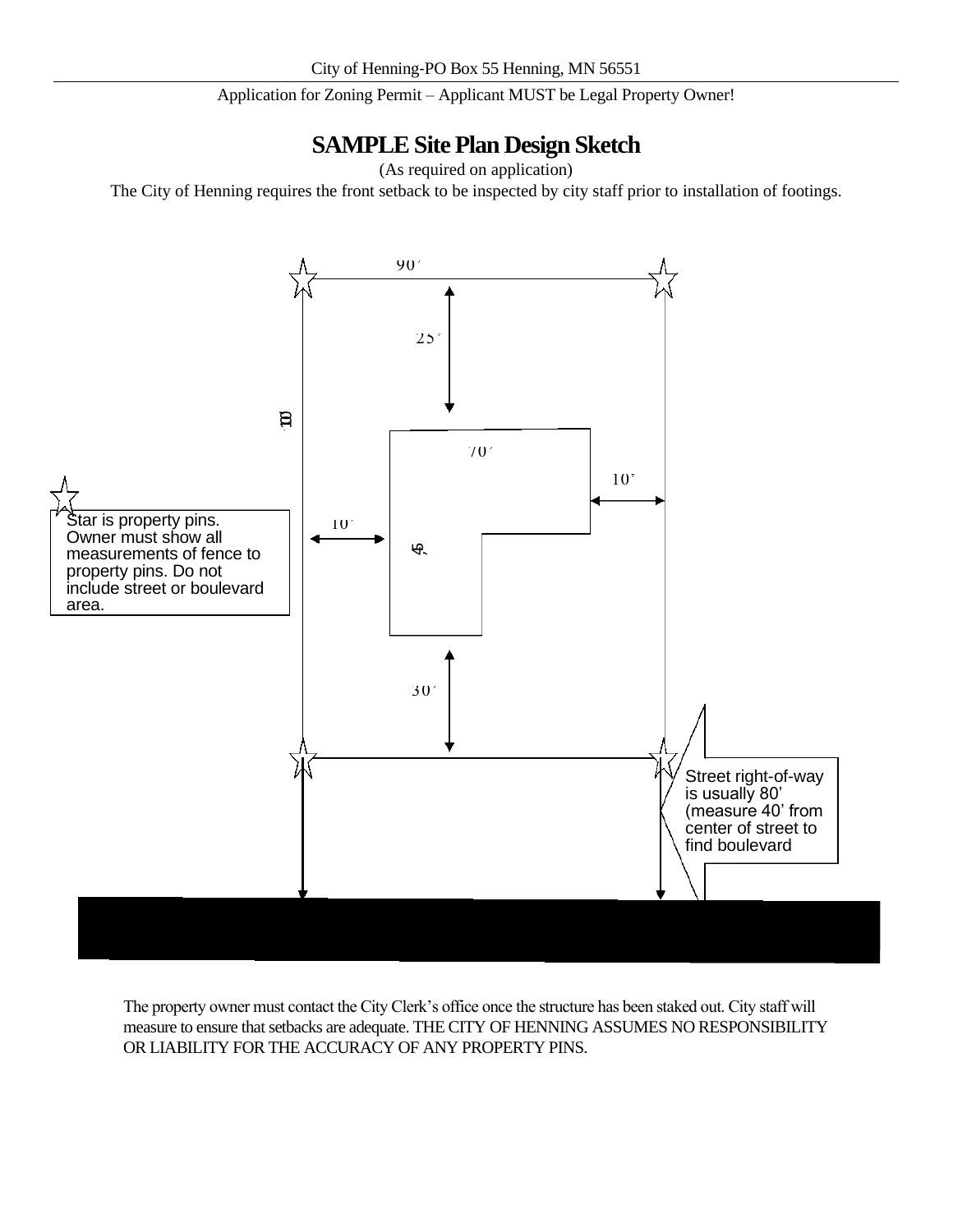Application for Zoning Permit – Applicant MUST be Legal Property Owner!

# SAMPLE Site Plan Design Sketch

(As required on application)

The City of Henning requires the front setback to be inspected by city staff prior to installation of footings.

90'

25'

100'

70'

10'

10'

45'

30'

Star is property pins. Owner must show all measurements of fence to property pins. Do not include street or boulevard area.

Street right-of-way is usually 80' (measure 40' from center of street to find boulevard

The property owner must contact the City Clerk's office once the structure has been staked out. City staff will measure to ensure that setbacks are adequate. THE CITY OF HENNING ASSUMES NO RESPONSIBILITY OR LIABILITY FOR THE ACCURACY OF ANY PROPERTY PINS.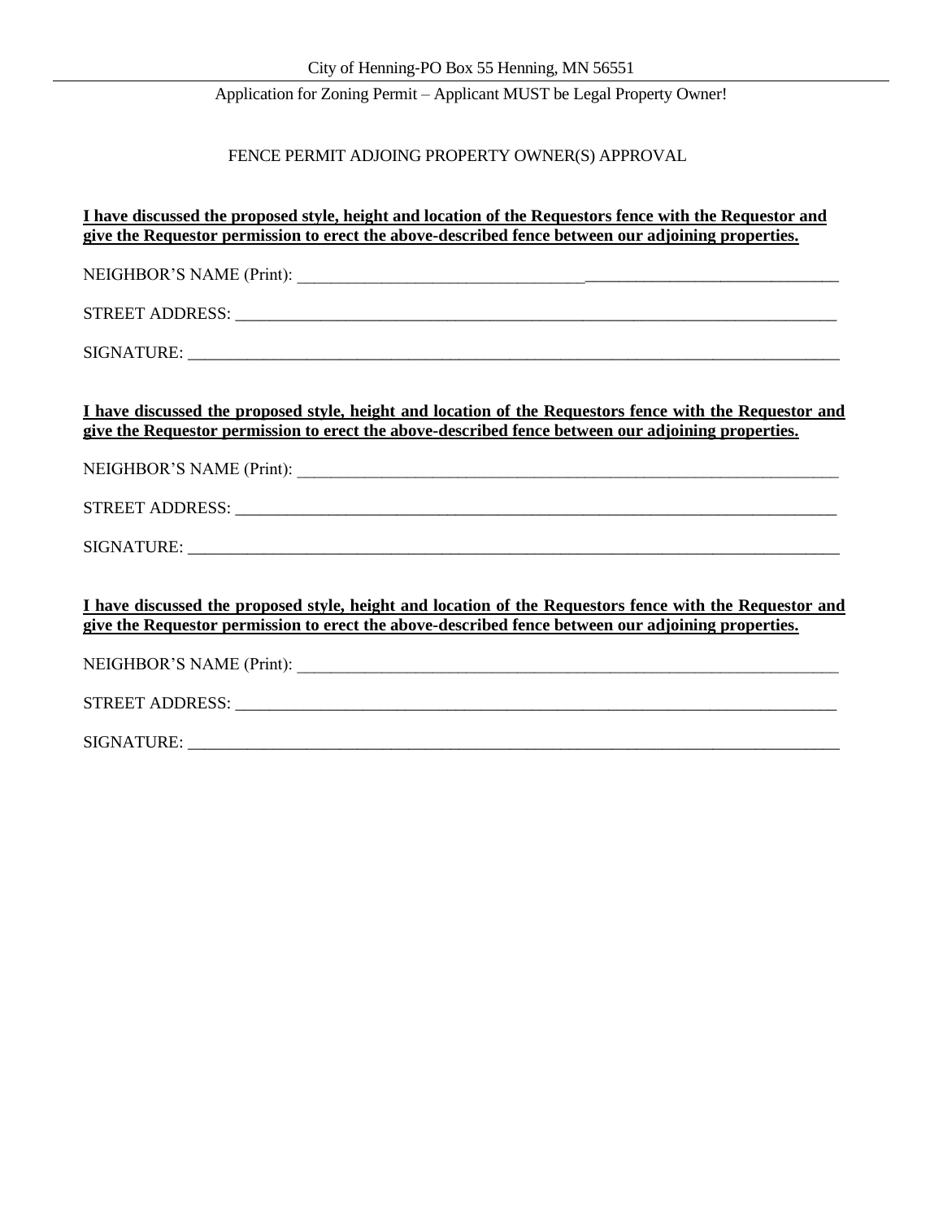City of Henning-PO Box 55 Henning, MN 56551

Application for Zoning Permit – Applicant MUST be Legal Property Owner!

FENCE PERMIT ADJOING PROPERTY OWNER(S) APPROVAL

**I have discussed the proposed style, height and location of the Requestors fence with the Requestor and give the Requestor permission to erect the above-described fence between our adjoining properties.**

NEIGHBOR'S NAME (Print): ___________________________________________________________________

STREET ADDRESS: ___________________________________________________________________________

SIGNATURE: ________________________________________________________________________________

**I have discussed the proposed style, height and location of the Requestors fence with the Requestor and give the Requestor permission to erect the above-described fence between our adjoining properties.**

NEIGHBOR'S NAME (Print): ___________________________________________________________________

STREET ADDRESS: ___________________________________________________________________________

SIGNATURE: ________________________________________________________________________________

**I have discussed the proposed style, height and location of the Requestors fence with the Requestor and give the Requestor permission to erect the above-described fence between our adjoining properties.**

NEIGHBOR'S NAME (Print): ___________________________________________________________________

STREET ADDRESS: ___________________________________________________________________________

SIGNATURE: ________________________________________________________________________________